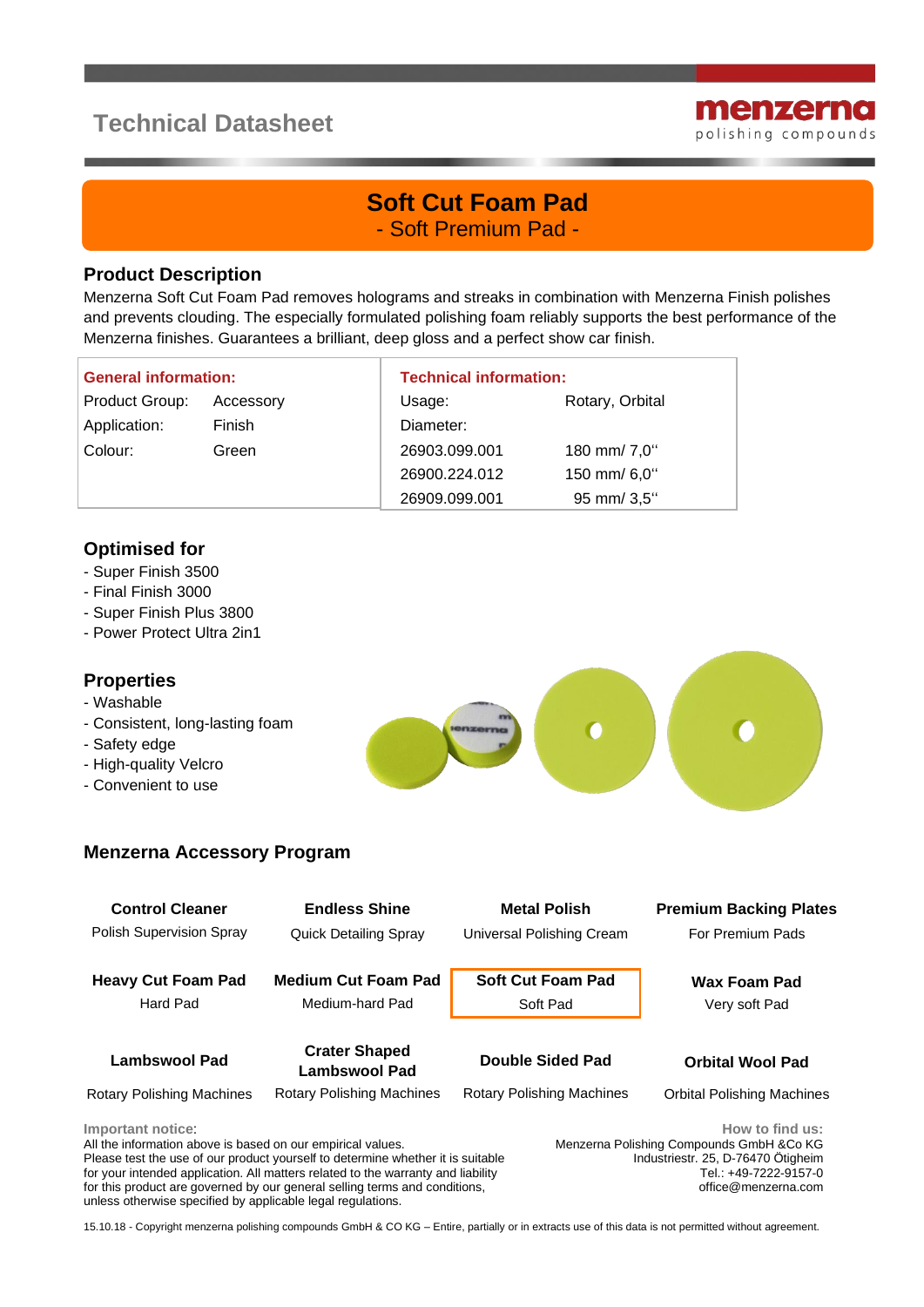# Technical Datasheet

menzerna polishing compounds

## Soft Cut Foam Pad

- Soft Premium Pad -

### Product Description

Menzerna Soft Cut Foam Pad removes holograms and streaks in combination with Menzerna Finish polishes and prevents clouding. The especially formulated polishing foam reliably supports the best performance of the Menzerna finishes. Guarantees a brilliant, deep gloss and a perfect show car finish.

| General information: | | Technical information: | |
|---|---|---|---|
| Product Group: | Accessory | Usage: | Rotary, Orbital |
| Application: | Finish | Diameter: | |
| Colour: | Green | 26903.099.001 | 180 mm/ 7,0“ |
| | | 26900.224.012 | 150 mm/ 6,0“ |
| | | 26909.099.001 | 95 mm/ 3,5“ |

### Optimised for

- Super Finish 3500
- Final Finish 3000
- Super Finish Plus 3800
- Power Protect Ultra 2in1

### Properties

- Washable
- Consistent, long-lasting foam
- Safety edge
- High-quality Velcro
- Convenient to use

### Menzerna Accessory Program

| | | | |
|---|---|---|---|
| **Control Cleaner**<br>Polish Supervision Spray | **Endless Shine**<br>Quick Detailing Spray | **Metal Polish**<br>Universal Polishing Cream | **Premium Backing Plates**<br>For Premium Pads |
| **Heavy Cut Foam Pad**<br>Hard Pad | **Medium Cut Foam Pad**<br>Medium-hard Pad | **Soft Cut Foam Pad**<br>Soft Pad | **Wax Foam Pad**<br>Very soft Pad |
| **Lambswool Pad**<br>Rotary Polishing Machines | **Crater Shaped Lambswool Pad**<br>Rotary Polishing Machines | **Double Sided Pad**<br>Rotary Polishing Machines | **Orbital Wool Pad**<br>Orbital Polishing Machines |

**Important notice:**
All the information above is based on our empirical values.
Please test the use of our product yourself to determine whether it is suitable for your intended application. All matters related to the warranty and liability for this product are governed by our general selling terms and conditions, unless otherwise specified by applicable legal regulations.

**How to find us:**
Menzerna Polishing Compounds GmbH &Co KG
Industriestr. 25, D-76470 Ötigheim
Tel.: +49-7222-9157-0
office@menzerna.com

15.10.18 - Copyright menzerna polishing compounds GmbH & CO KG – Entire, partially or in extracts use of this data is not permitted without agreement.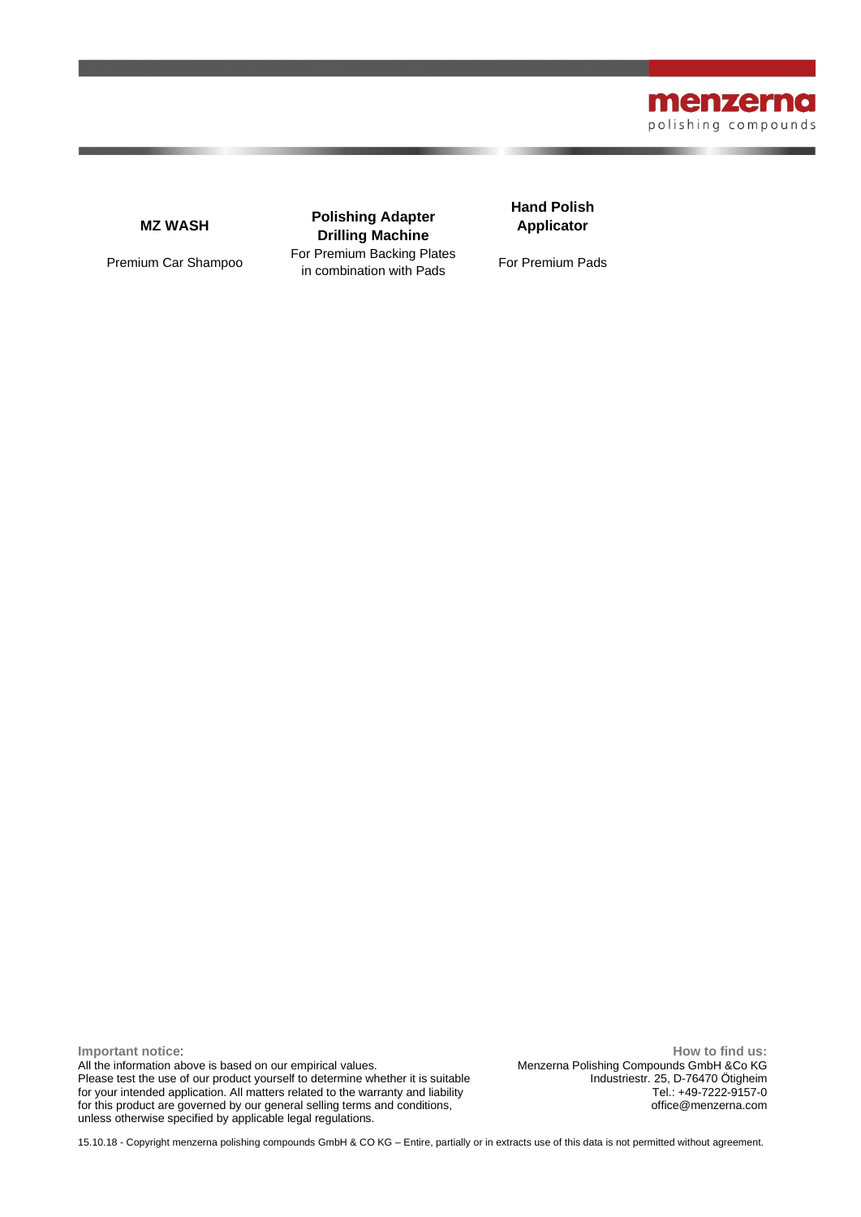**MZ WASH**

Premium Car Shampoo

**Polishing Adapter Drilling Machine**

For Premium Backing Plates in combination with Pads

**Hand Polish Applicator**

For Premium Pads

**Important notice:**
All the information above is based on our empirical values.
Please test the use of our product yourself to determine whether it is suitable for your intended application. All matters related to the warranty and liability for this product are governed by our general selling terms and conditions, unless otherwise specified by applicable legal regulations.

**How to find us:**
Menzerna Polishing Compounds GmbH &Co KG
Industriestr. 25, D-76470 Ötigheim
Tel.: +49-7222-9157-0
office@menzerna.com

15.10.18 - Copyright menzerna polishing compounds GmbH & CO KG – Entire, partially or in extracts use of this data is not permitted without agreement.